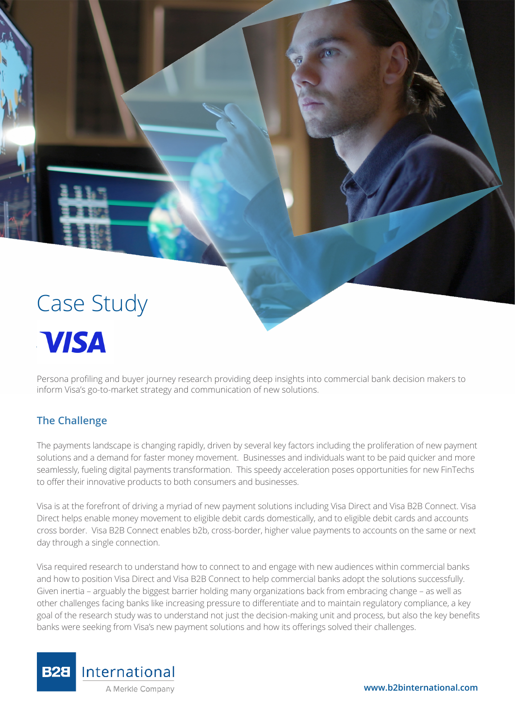# Case Study

## VISA

Persona profiling and buyer journey research providing deep insights into commercial bank decision makers to inform Visa's go-to-market strategy and communication of new solutions.

### The Challenge

The payments landscape is changing rapidly, driven by several key factors including the proliferation of new payment solutions and a demand for faster money movement. Businesses and individuals want to be paid quicker and more seamlessly, fueling digital payments transformation. This speedy acceleration poses opportunities for new FinTechs to offer their innovative products to both consumers and businesses.

Visa is at the forefront of driving a myriad of new payment solutions including Visa Direct and Visa B2B Connect. Visa Direct helps enable money movement to eligible debit cards domestically, and to eligible debit cards and accounts cross border. Visa B2B Connect enables b2b, cross-border, higher value payments to accounts on the same or next day through a single connection.

Visa required research to understand how to connect to and engage with new audiences within commercial banks and how to position Visa Direct and Visa B2B Connect to help commercial banks adopt the solutions successfully. Given inertia – arguably the biggest barrier holding many organizations back from embracing change – as well as other challenges facing banks like increasing pressure to differentiate and to maintain regulatory compliance, a key goal of the research study was to understand not just the decision-making unit and process, but also the key benefits banks were seeking from Visa's new payment solutions and how its offerings solved their challenges.

B2B International
A Merkle Company

www.b2binternational.com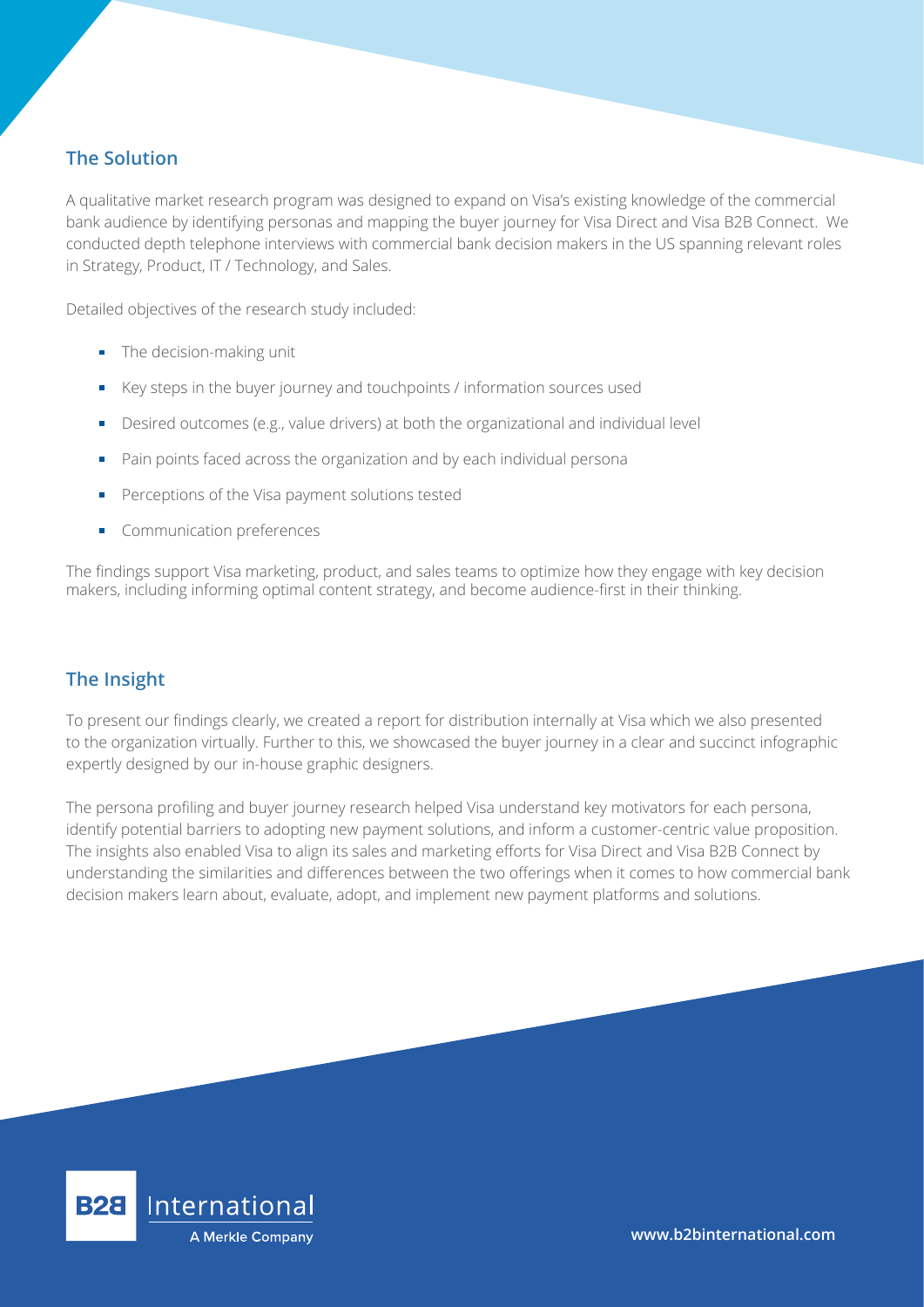## The Solution

A qualitative market research program was designed to expand on Visa's existing knowledge of the commercial bank audience by identifying personas and mapping the buyer journey for Visa Direct and Visa B2B Connect. We conducted depth telephone interviews with commercial bank decision makers in the US spanning relevant roles in Strategy, Product, IT / Technology, and Sales.

Detailed objectives of the research study included:

- The decision-making unit
- Key steps in the buyer journey and touchpoints / information sources used
- Desired outcomes (e.g., value drivers) at both the organizational and individual level
- Pain points faced across the organization and by each individual persona
- Perceptions of the Visa payment solutions tested
- Communication preferences

The findings support Visa marketing, product, and sales teams to optimize how they engage with key decision makers, including informing optimal content strategy, and become audience-first in their thinking.

## The Insight

To present our findings clearly, we created a report for distribution internally at Visa which we also presented to the organization virtually. Further to this, we showcased the buyer journey in a clear and succinct infographic expertly designed by our in-house graphic designers.

The persona profiling and buyer journey research helped Visa understand key motivators for each persona, identify potential barriers to adopting new payment solutions, and inform a customer-centric value proposition. The insights also enabled Visa to align its sales and marketing efforts for Visa Direct and Visa B2B Connect by understanding the similarities and differences between the two offerings when it comes to how commercial bank decision makers learn about, evaluate, adopt, and implement new payment platforms and solutions.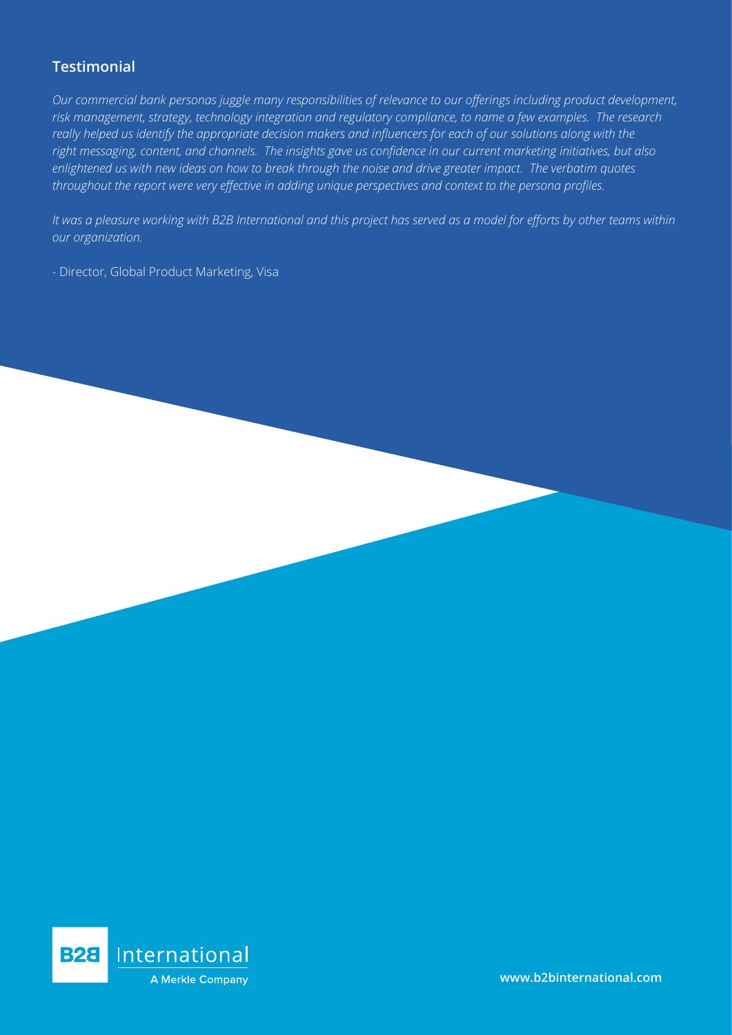## Testimonial

*Our commercial bank personas juggle many responsibilities of relevance to our offerings including product development, risk management, strategy, technology integration and regulatory compliance, to name a few examples. The research really helped us identify the appropriate decision makers and influencers for each of our solutions along with the right messaging, content, and channels. The insights gave us confidence in our current marketing initiatives, but also enlightened us with new ideas on how to break through the noise and drive greater impact. The verbatim quotes throughout the report were very effective in adding unique perspectives and context to the persona profiles.*

*It was a pleasure working with B2B International and this project has served as a model for efforts by other teams within our organization.*

- Director, Global Product Marketing, Visa

B2B International
A Merkle Company

www.b2binternational.com